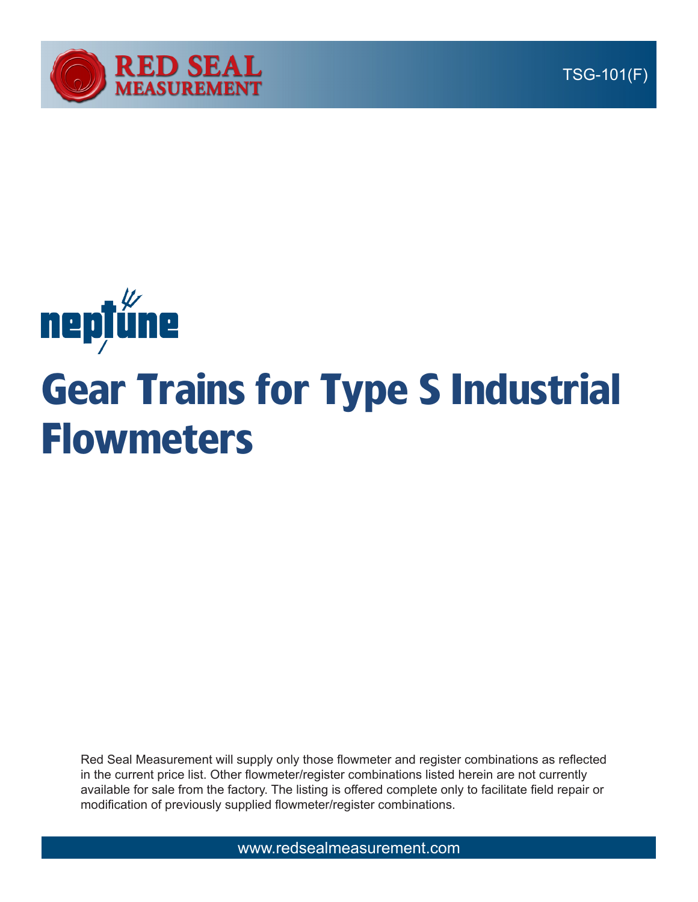RED SEAL MEASUREMENT

TSG-101(F)

neptune

# Gear Trains for Type S Industrial Flowmeters

Red Seal Measurement will supply only those flowmeter and register combinations as reflected in the current price list. Other flowmeter/register combinations listed herein are not currently available for sale from the factory. The listing is offered complete only to facilitate field repair or modification of previously supplied flowmeter/register combinations.

www.redsealmeasurement.com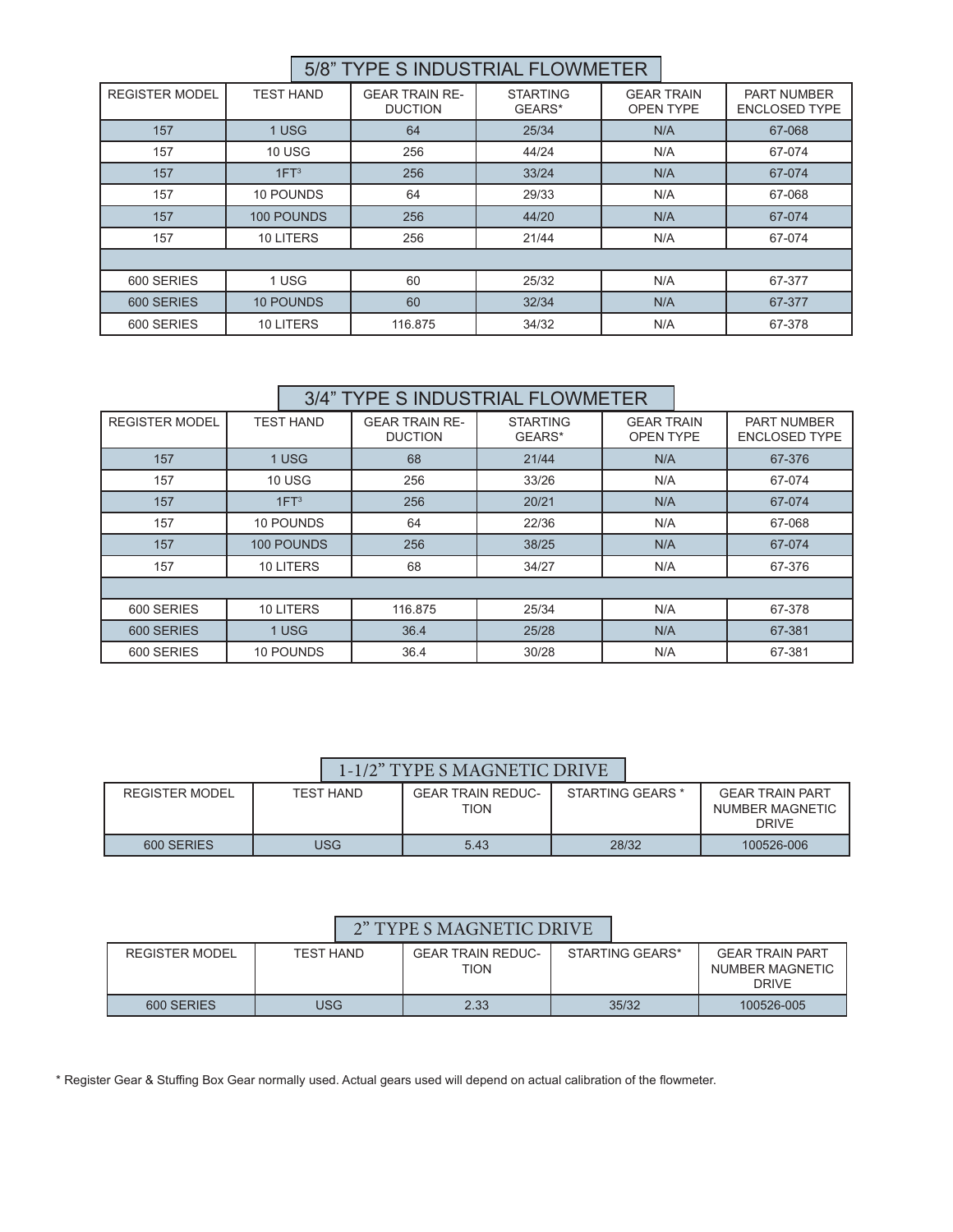## 5/8" TYPE S INDUSTRIAL FLOWMETER

| REGISTER MODEL | TEST HAND | GEAR TRAIN RE-DUCTION | STARTING GEARS* | GEAR TRAIN OPEN TYPE | PART NUMBER ENCLOSED TYPE |
|---|---|---|---|---|---|
| 157 | 1 USG | 64 | 25/34 | N/A | 67-068 |
| 157 | 10 USG | 256 | 44/24 | N/A | 67-074 |
| 157 | $1FT^3$ | 256 | 33/24 | N/A | 67-074 |
| 157 | 10 POUNDS | 64 | 29/33 | N/A | 67-068 |
| 157 | 100 POUNDS | 256 | 44/20 | N/A | 67-074 |
| 157 | 10 LITERS | 256 | 21/44 | N/A | 67-074 |
| | | | | | |
| 600 SERIES | 1 USG | 60 | 25/32 | N/A | 67-377 |
| 600 SERIES | 10 POUNDS | 60 | 32/34 | N/A | 67-377 |
| 600 SERIES | 10 LITERS | 116.875 | 34/32 | N/A | 67-378 |

## 3/4" TYPE S INDUSTRIAL FLOWMETER

| REGISTER MODEL | TEST HAND | GEAR TRAIN RE-DUCTION | STARTING GEARS* | GEAR TRAIN OPEN TYPE | PART NUMBER ENCLOSED TYPE |
|---|---|---|---|---|---|
| 157 | 1 USG | 68 | 21/44 | N/A | 67-376 |
| 157 | 10 USG | 256 | 33/26 | N/A | 67-074 |
| 157 | $1FT^3$ | 256 | 20/21 | N/A | 67-074 |
| 157 | 10 POUNDS | 64 | 22/36 | N/A | 67-068 |
| 157 | 100 POUNDS | 256 | 38/25 | N/A | 67-074 |
| 157 | 10 LITERS | 68 | 34/27 | N/A | 67-376 |
| | | | | | |
| 600 SERIES | 10 LITERS | 116.875 | 25/34 | N/A | 67-378 |
| 600 SERIES | 1 USG | 36.4 | 25/28 | N/A | 67-381 |
| 600 SERIES | 10 POUNDS | 36.4 | 30/28 | N/A | 67-381 |

## 1-1/2" TYPE S MAGNETIC DRIVE

| REGISTER MODEL | TEST HAND | GEAR TRAIN REDUC-TION | STARTING GEARS * | GEAR TRAIN PART NUMBER MAGNETIC DRIVE |
|---|---|---|---|---|
| 600 SERIES | USG | 5.43 | 28/32 | 100526-006 |

## 2" TYPE S MAGNETIC DRIVE

| REGISTER MODEL | TEST HAND | GEAR TRAIN REDUC-TION | STARTING GEARS* | GEAR TRAIN PART NUMBER MAGNETIC DRIVE |
|---|---|---|---|---|
| 600 SERIES | USG | 2.33 | 35/32 | 100526-005 |

* Register Gear & Stuffing Box Gear normally used. Actual gears used will depend on actual calibration of the flowmeter.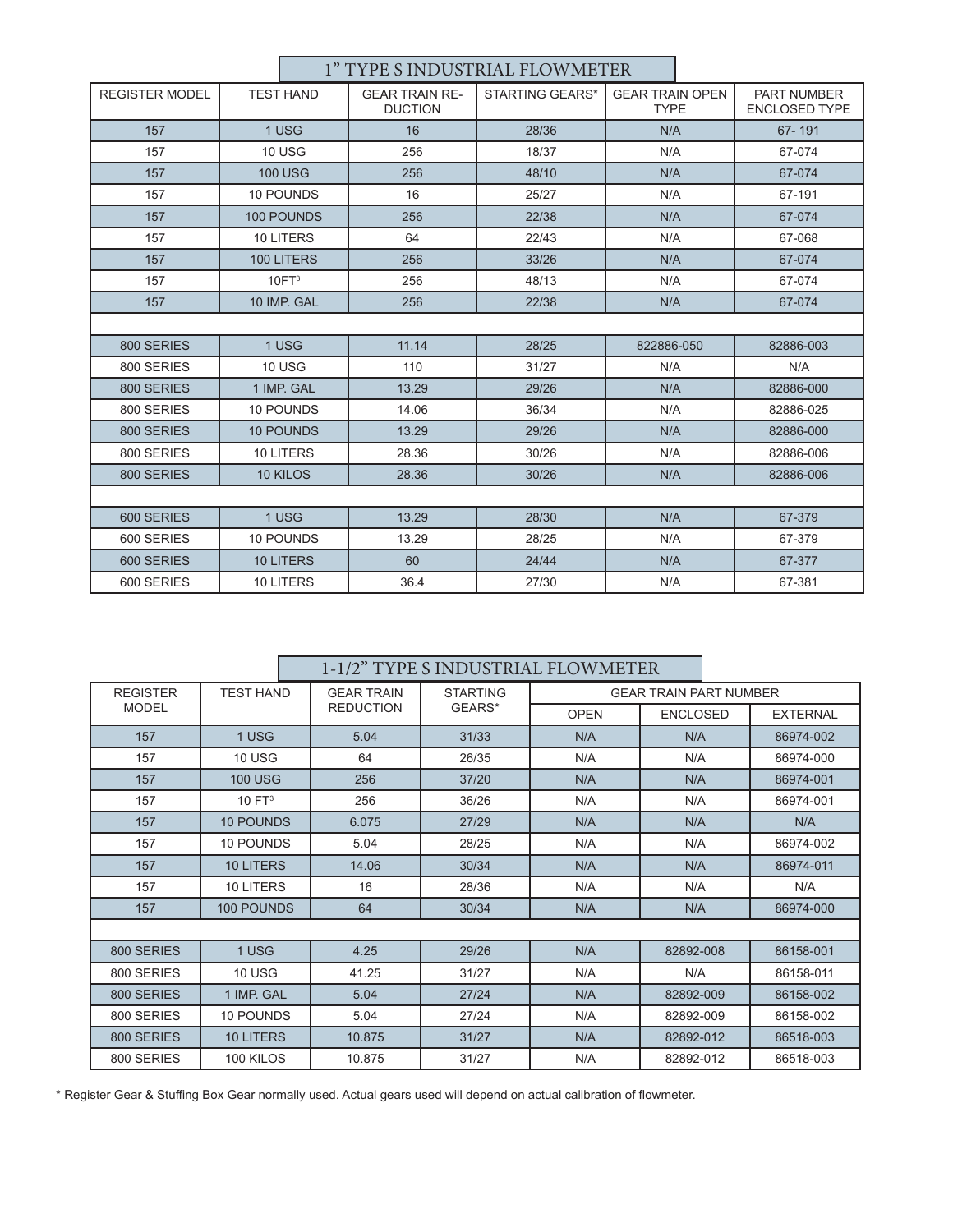## 1" TYPE S INDUSTRIAL FLOWMETER

| REGISTER MODEL | TEST HAND | GEAR TRAIN RE-DUCTION | STARTING GEARS* | GEAR TRAIN OPEN TYPE | PART NUMBER ENCLOSED TYPE |
|---|---|---|---|---|---|
| 157 | 1 USG | 16 | 28/36 | N/A | 67- 191 |
| 157 | 10 USG | 256 | 18/37 | N/A | 67-074 |
| 157 | 100 USG | 256 | 48/10 | N/A | 67-074 |
| 157 | 10 POUNDS | 16 | 25/27 | N/A | 67-191 |
| 157 | 100 POUNDS | 256 | 22/38 | N/A | 67-074 |
| 157 | 10 LITERS | 64 | 22/43 | N/A | 67-068 |
| 157 | 100 LITERS | 256 | 33/26 | N/A | 67-074 |
| 157 | $10FT^3$ | 256 | 48/13 | N/A | 67-074 |
| 157 | 10 IMP. GAL | 256 | 22/38 | N/A | 67-074 |
| | | | | | |
| 800 SERIES | 1 USG | 11.14 | 28/25 | 822886-050 | 82886-003 |
| 800 SERIES | 10 USG | 110 | 31/27 | N/A | N/A |
| 800 SERIES | 1 IMP. GAL | 13.29 | 29/26 | N/A | 82886-000 |
| 800 SERIES | 10 POUNDS | 14.06 | 36/34 | N/A | 82886-025 |
| 800 SERIES | 10 POUNDS | 13.29 | 29/26 | N/A | 82886-000 |
| 800 SERIES | 10 LITERS | 28.36 | 30/26 | N/A | 82886-006 |
| 800 SERIES | 10 KILOS | 28.36 | 30/26 | N/A | 82886-006 |
| | | | | | |
| 600 SERIES | 1 USG | 13.29 | 28/30 | N/A | 67-379 |
| 600 SERIES | 10 POUNDS | 13.29 | 28/25 | N/A | 67-379 |
| 600 SERIES | 10 LITERS | 60 | 24/44 | N/A | 67-377 |
| 600 SERIES | 10 LITERS | 36.4 | 27/30 | N/A | 67-381 |

## 1-1/2" TYPE S INDUSTRIAL FLOWMETER

| REGISTER MODEL | TEST HAND | GEAR TRAIN REDUCTION | STARTING GEARS* | GEAR TRAIN PART NUMBER | | |
|---|---|---|---|---|---|---|
| | | | | OPEN | ENCLOSED | EXTERNAL |
| 157 | 1 USG | 5.04 | 31/33 | N/A | N/A | 86974-002 |
| 157 | 10 USG | 64 | 26/35 | N/A | N/A | 86974-000 |
| 157 | 100 USG | 256 | 37/20 | N/A | N/A | 86974-001 |
| 157 | $10\ FT^3$ | 256 | 36/26 | N/A | N/A | 86974-001 |
| 157 | 10 POUNDS | 6.075 | 27/29 | N/A | N/A | N/A |
| 157 | 10 POUNDS | 5.04 | 28/25 | N/A | N/A | 86974-002 |
| 157 | 10 LITERS | 14.06 | 30/34 | N/A | N/A | 86974-011 |
| 157 | 10 LITERS | 16 | 28/36 | N/A | N/A | N/A |
| 157 | 100 POUNDS | 64 | 30/34 | N/A | N/A | 86974-000 |
| | | | | | | |
| 800 SERIES | 1 USG | 4.25 | 29/26 | N/A | 82892-008 | 86158-001 |
| 800 SERIES | 10 USG | 41.25 | 31/27 | N/A | N/A | 86158-011 |
| 800 SERIES | 1 IMP. GAL | 5.04 | 27/24 | N/A | 82892-009 | 86158-002 |
| 800 SERIES | 10 POUNDS | 5.04 | 27/24 | N/A | 82892-009 | 86158-002 |
| 800 SERIES | 10 LITERS | 10.875 | 31/27 | N/A | 82892-012 | 86518-003 |
| 800 SERIES | 100 KILOS | 10.875 | 31/27 | N/A | 82892-012 | 86518-003 |

\* Register Gear & Stuffing Box Gear normally used. Actual gears used will depend on actual calibration of flowmeter.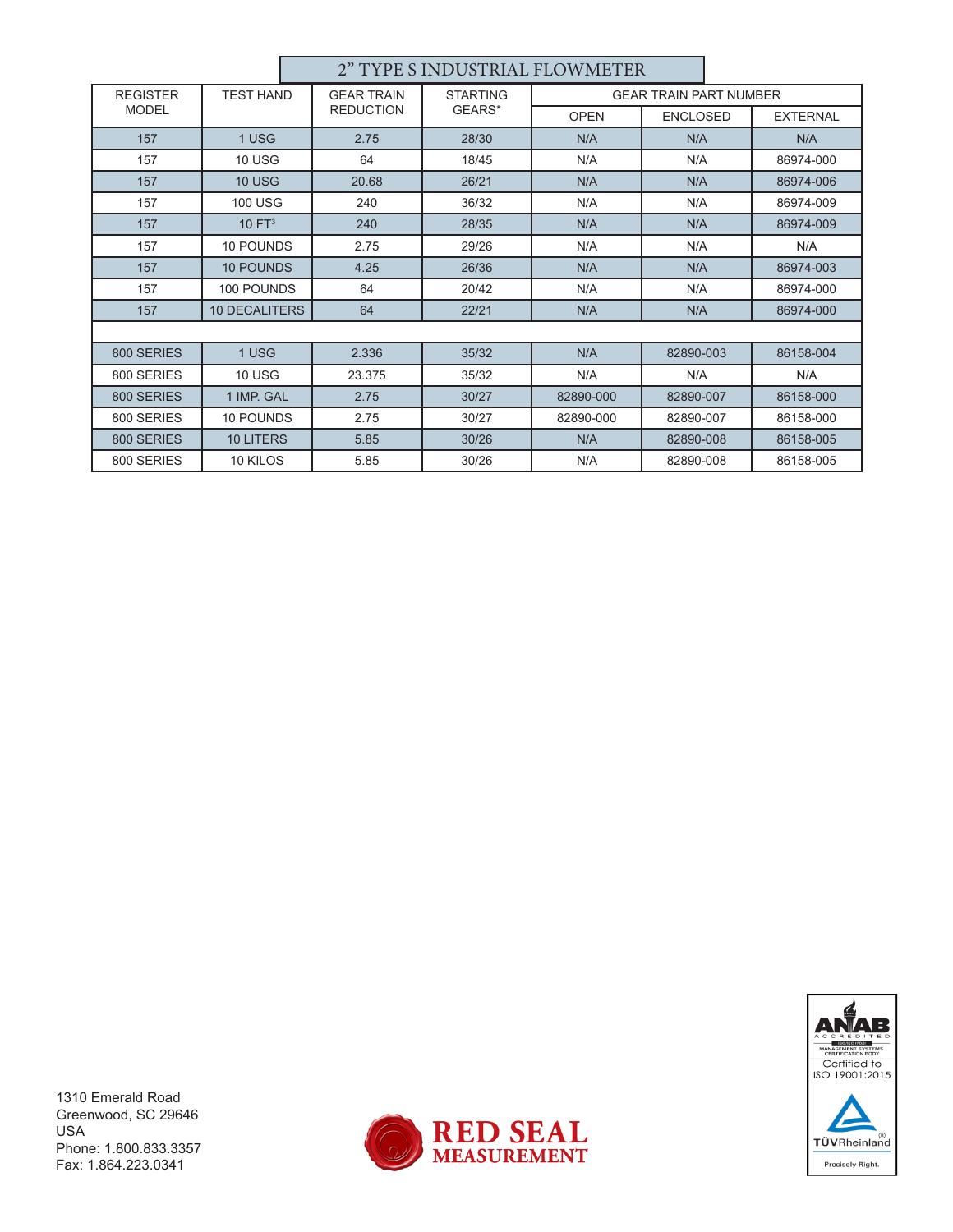## 2" TYPE S INDUSTRIAL FLOWMETER

| REGISTER MODEL | TEST HAND | GEAR TRAIN REDUCTION | STARTING GEARS* | GEAR TRAIN PART NUMBER | | |
|---|---|---|---|---|---|---|
| | | | | OPEN | ENCLOSED | EXTERNAL |
| 157 | 1 USG | 2.75 | 28/30 | N/A | N/A | N/A |
| 157 | 10 USG | 64 | 18/45 | N/A | N/A | 86974-000 |
| 157 | 10 USG | 20.68 | 26/21 | N/A | N/A | 86974-006 |
| 157 | 100 USG | 240 | 36/32 | N/A | N/A | 86974-009 |
| 157 | 10 $FT^3$ | 240 | 28/35 | N/A | N/A | 86974-009 |
| 157 | 10 POUNDS | 2.75 | 29/26 | N/A | N/A | N/A |
| 157 | 10 POUNDS | 4.25 | 26/36 | N/A | N/A | 86974-003 |
| 157 | 100 POUNDS | 64 | 20/42 | N/A | N/A | 86974-000 |
| 157 | 10 DECALITERS | 64 | 22/21 | N/A | N/A | 86974-000 |
| | | | | | | |
| 800 SERIES | 1 USG | 2.336 | 35/32 | N/A | 82890-003 | 86158-004 |
| 800 SERIES | 10 USG | 23.375 | 35/32 | N/A | N/A | N/A |
| 800 SERIES | 1 IMP. GAL | 2.75 | 30/27 | 82890-000 | 82890-007 | 86158-000 |
| 800 SERIES | 10 POUNDS | 2.75 | 30/27 | 82890-000 | 82890-007 | 86158-000 |
| 800 SERIES | 10 LITERS | 5.85 | 30/26 | N/A | 82890-008 | 86158-005 |
| 800 SERIES | 10 KILOS | 5.85 | 30/26 | N/A | 82890-008 | 86158-005 |

1310 Emerald Road
Greenwood, SC 29646
USA
Phone: 1.800.833.3357
Fax: 1.864.223.0341

RED SEAL MEASUREMENT

ANAB ACCREDITED
MANAGEMENT SYSTEMS CERTIFICATION BODY
Certified to ISO 19001:2015
TÜVRheinland®
Precisely Right.